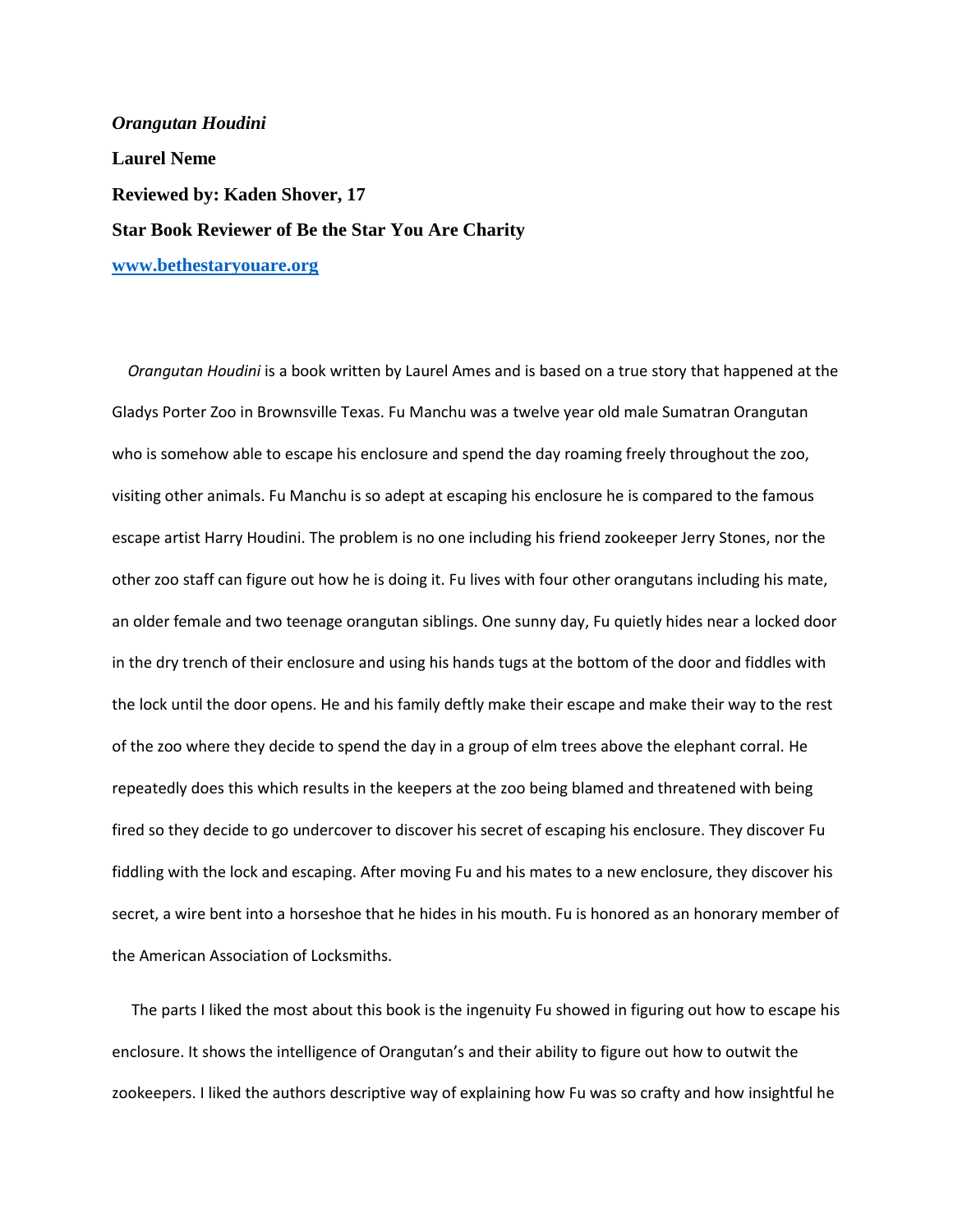***Orangutan Houdini***

**Laurel Neme**

**Reviewed by: Kaden Shover, 17**

**Star Book Reviewer of Be the Star You Are Charity**

**[www.bethestaryouare.org](http://www.bethestaryouare.org)**

*Orangutan Houdini* is a book written by Laurel Ames and is based on a true story that happened at the Gladys Porter Zoo in Brownsville Texas. Fu Manchu was a twelve year old male Sumatran Orangutan who is somehow able to escape his enclosure and spend the day roaming freely throughout the zoo, visiting other animals. Fu Manchu is so adept at escaping his enclosure he is compared to the famous escape artist Harry Houdini. The problem is no one including his friend zookeeper Jerry Stones, nor the other zoo staff can figure out how he is doing it. Fu lives with four other orangutans including his mate, an older female and two teenage orangutan siblings. One sunny day, Fu quietly hides near a locked door in the dry trench of their enclosure and using his hands tugs at the bottom of the door and fiddles with the lock until the door opens. He and his family deftly make their escape and make their way to the rest of the zoo where they decide to spend the day in a group of elm trees above the elephant corral. He repeatedly does this which results in the keepers at the zoo being blamed and threatened with being fired so they decide to go undercover to discover his secret of escaping his enclosure. They discover Fu fiddling with the lock and escaping. After moving Fu and his mates to a new enclosure, they discover his secret, a wire bent into a horseshoe that he hides in his mouth. Fu is honored as an honorary member of the American Association of Locksmiths.

The parts I liked the most about this book is the ingenuity Fu showed in figuring out how to escape his enclosure. It shows the intelligence of Orangutan's and their ability to figure out how to outwit the zookeepers. I liked the authors descriptive way of explaining how Fu was so crafty and how insightful he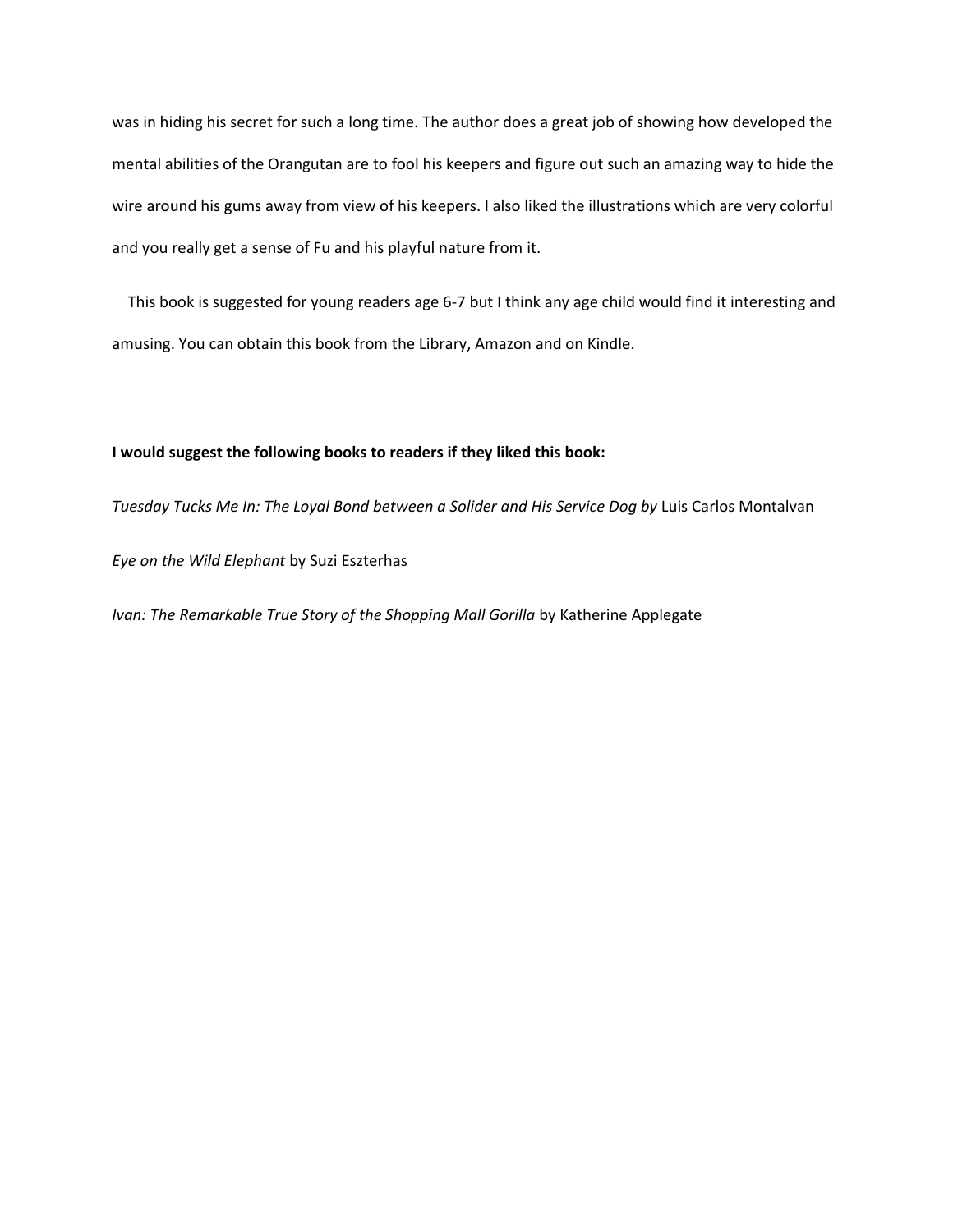was in hiding his secret for such a long time. The author does a great job of showing how developed the mental abilities of the Orangutan are to fool his keepers and figure out such an amazing way to hide the wire around his gums away from view of his keepers. I also liked the illustrations which are very colorful and you really get a sense of Fu and his playful nature from it.

This book is suggested for young readers age 6-7 but I think any age child would find it interesting and amusing. You can obtain this book from the Library, Amazon and on Kindle.

**I would suggest the following books to readers if they liked this book:**

*Tuesday Tucks Me In: The Loyal Bond between a Solider and His Service Dog by* Luis Carlos Montalvan

*Eye on the Wild Elephant* by Suzi Eszterhas

*Ivan: The Remarkable True Story of the Shopping Mall Gorilla* by Katherine Applegate